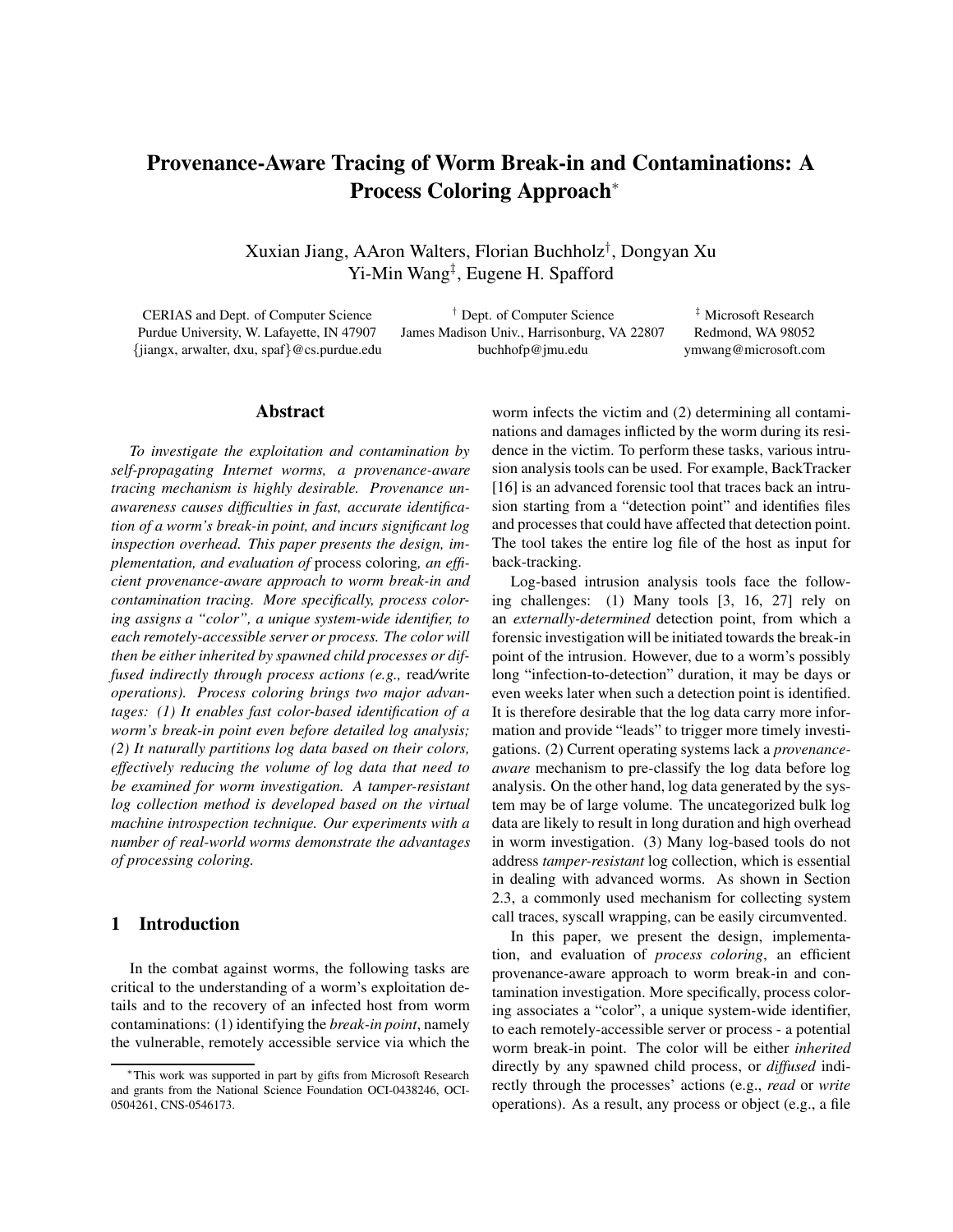# Provenance-Aware Tracing of Worm Break-in and Contaminations: A Process Coloring Approach*

Xuxian Jiang, AAron Walters, Florian Buchholz[†], Dongyan Xu
Yi-Min Wang[‡], Eugene H. Spafford

CERIAS and Dept. of Computer Science
Purdue University, W. Lafayette, IN 47907
{jiangx, arwalter, dxu, spaf}@cs.purdue.edu

[†] Dept. of Computer Science
James Madison Univ., Harrisonburg, VA 22807
buchhofp@jmu.edu

[‡] Microsoft Research
Redmond, WA 98052
ymwang@microsoft.com

## Abstract

*To investigate the exploitation and contamination by self-propagating Internet worms, a provenance-aware tracing mechanism is highly desirable. Provenance unawareness causes difficulties in fast, accurate identification of a worm's break-in point, and incurs significant log inspection overhead. This paper presents the design, implementation, and evaluation of* process coloring*, an efficient provenance-aware approach to worm break-in and contamination tracing. More specifically, process coloring assigns a "color", a unique system-wide identifier, to each remotely-accessible server or process. The color will then be either inherited by spawned child processes or diffused indirectly through process actions (e.g.,* read/write *operations). Process coloring brings two major advantages: (1) It enables fast color-based identification of a worm's break-in point even before detailed log analysis; (2) It naturally partitions log data based on their colors, effectively reducing the volume of log data that need to be examined for worm investigation. A tamper-resistant log collection method is developed based on the virtual machine introspection technique. Our experiments with a number of real-world worms demonstrate the advantages of processing coloring.*

## 1 Introduction

In the combat against worms, the following tasks are critical to the understanding of a worm's exploitation details and to the recovery of an infected host from worm contaminations: (1) identifying the *break-in point*, namely the vulnerable, remotely accessible service via which the worm infects the victim and (2) determining all contaminations and damages inflicted by the worm during its residence in the victim. To perform these tasks, various intrusion analysis tools can be used. For example, BackTracker [16] is an advanced forensic tool that traces back an intrusion starting from a "detection point" and identifies files and processes that could have affected that detection point. The tool takes the entire log file of the host as input for back-tracking.

Log-based intrusion analysis tools face the following challenges: (1) Many tools [3, 16, 27] rely on an *externally-determined* detection point, from which a forensic investigation will be initiated towards the break-in point of the intrusion. However, due to a worm's possibly long "infection-to-detection" duration, it may be days or even weeks later when such a detection point is identified. It is therefore desirable that the log data carry more information and provide "leads" to trigger more timely investigations. (2) Current operating systems lack a *provenance-aware* mechanism to pre-classify the log data before log analysis. On the other hand, log data generated by the system may be of large volume. The uncategorized bulk log data are likely to result in long duration and high overhead in worm investigation. (3) Many log-based tools do not address *tamper-resistant* log collection, which is essential in dealing with advanced worms. As shown in Section 2.3, a commonly used mechanism for collecting system call traces, syscall wrapping, can be easily circumvented.

In this paper, we present the design, implementation, and evaluation of *process coloring*, an efficient provenance-aware approach to worm break-in and contamination investigation. More specifically, process coloring associates a "color", a unique system-wide identifier, to each remotely-accessible server or process - a potential worm break-in point. The color will be either *inherited* directly by any spawned child process, or *diffused* indirectly through the processes' actions (e.g., *read* or *write* operations). As a result, any process or object (e.g., a file

*This work was supported in part by gifts from Microsoft Research and grants from the National Science Foundation OCI-0438246, OCI-0504261, CNS-0546173.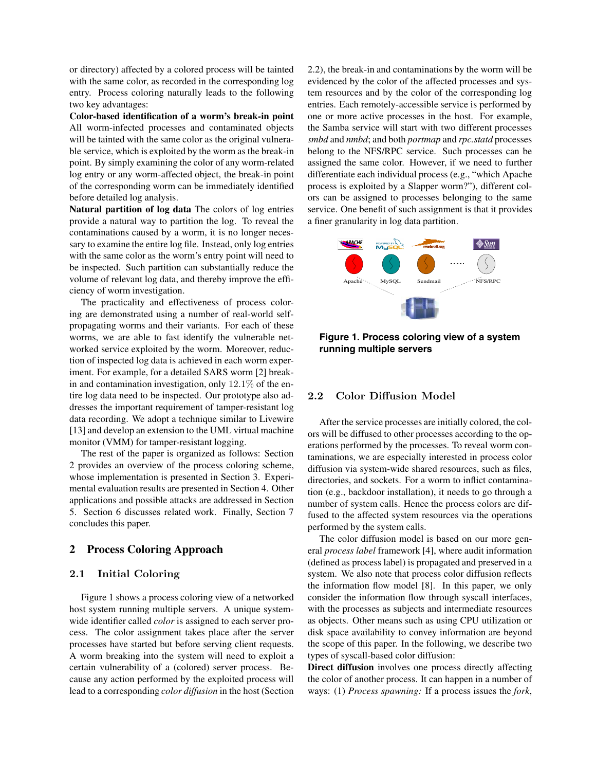or directory) affected by a colored process will be tainted with the same color, as recorded in the corresponding log entry. Process coloring naturally leads to the following two key advantages:

**Color-based identification of a worm's break-in point** All worm-infected processes and contaminated objects will be tainted with the same color as the original vulnerable service, which is exploited by the worm as the break-in point. By simply examining the color of any worm-related log entry or any worm-affected object, the break-in point of the corresponding worm can be immediately identified before detailed log analysis.

**Natural partition of log data** The colors of log entries provide a natural way to partition the log. To reveal the contaminations caused by a worm, it is no longer necessary to examine the entire log file. Instead, only log entries with the same color as the worm's entry point will need to be inspected. Such partition can substantially reduce the volume of relevant log data, and thereby improve the efficiency of worm investigation.

The practicality and effectiveness of process coloring are demonstrated using a number of real-world self-propagating worms and their variants. For each of these worms, we are able to fast identify the vulnerable networked service exploited by the worm. Moreover, reduction of inspected log data is achieved in each worm experiment. For example, for a detailed SARS worm [2] break-in and contamination investigation, only 12.1% of the entire log data need to be inspected. Our prototype also addresses the important requirement of tamper-resistant log data recording. We adopt a technique similar to Livewire [13] and develop an extension to the UML virtual machine monitor (VMM) for tamper-resistant logging.

The rest of the paper is organized as follows: Section 2 provides an overview of the process coloring scheme, whose implementation is presented in Section 3. Experimental evaluation results are presented in Section 4. Other applications and possible attacks are addressed in Section 5. Section 6 discusses related work. Finally, Section 7 concludes this paper.

## 2 Process Coloring Approach

### 2.1 Initial Coloring

Figure 1 shows a process coloring view of a networked host system running multiple servers. A unique system-wide identifier called *color* is assigned to each server process. The color assignment takes place after the server processes have started but before serving client requests. A worm breaking into the system will need to exploit a certain vulnerability of a (colored) server process. Because any action performed by the exploited process will lead to a corresponding *color diffusion* in the host (Section 2.2), the break-in and contaminations by the worm will be evidenced by the color of the affected processes and system resources and by the color of the corresponding log entries. Each remotely-accessible service is performed by one or more active processes in the host. For example, the Samba service will start with two different processes *smbd* and *nmbd*; and both *portmap* and *rpc.statd* processes belong to the NFS/RPC service. Such processes can be assigned the same color. However, if we need to further differentiate each individual process (e.g., "which Apache process is exploited by a Slapper worm?"), different colors can be assigned to processes belonging to the same service. One benefit of such assignment is that it provides a finer granularity in log data partition.

Apache
MySQL
Sendmail
NFS/RPC

**Figure 1. Process coloring view of a system running multiple servers**

### 2.2 Color Diffusion Model

After the service processes are initially colored, the colors will be diffused to other processes according to the operations performed by the processes. To reveal worm contaminations, we are especially interested in process color diffusion via system-wide shared resources, such as files, directories, and sockets. For a worm to inflict contamination (e.g., backdoor installation), it needs to go through a number of system calls. Hence the process colors are diffused to the affected system resources via the operations performed by the system calls.

The color diffusion model is based on our more general *process label* framework [4], where audit information (defined as process label) is propagated and preserved in a system. We also note that process color diffusion reflects the information flow model [8]. In this paper, we only consider the information flow through syscall interfaces, with the processes as subjects and intermediate resources as objects. Other means such as using CPU utilization or disk space availability to convey information are beyond the scope of this paper. In the following, we describe two types of syscall-based color diffusion:

**Direct diffusion** involves one process directly affecting the color of another process. It can happen in a number of ways: (1) *Process spawning:* If a process issues the *fork*,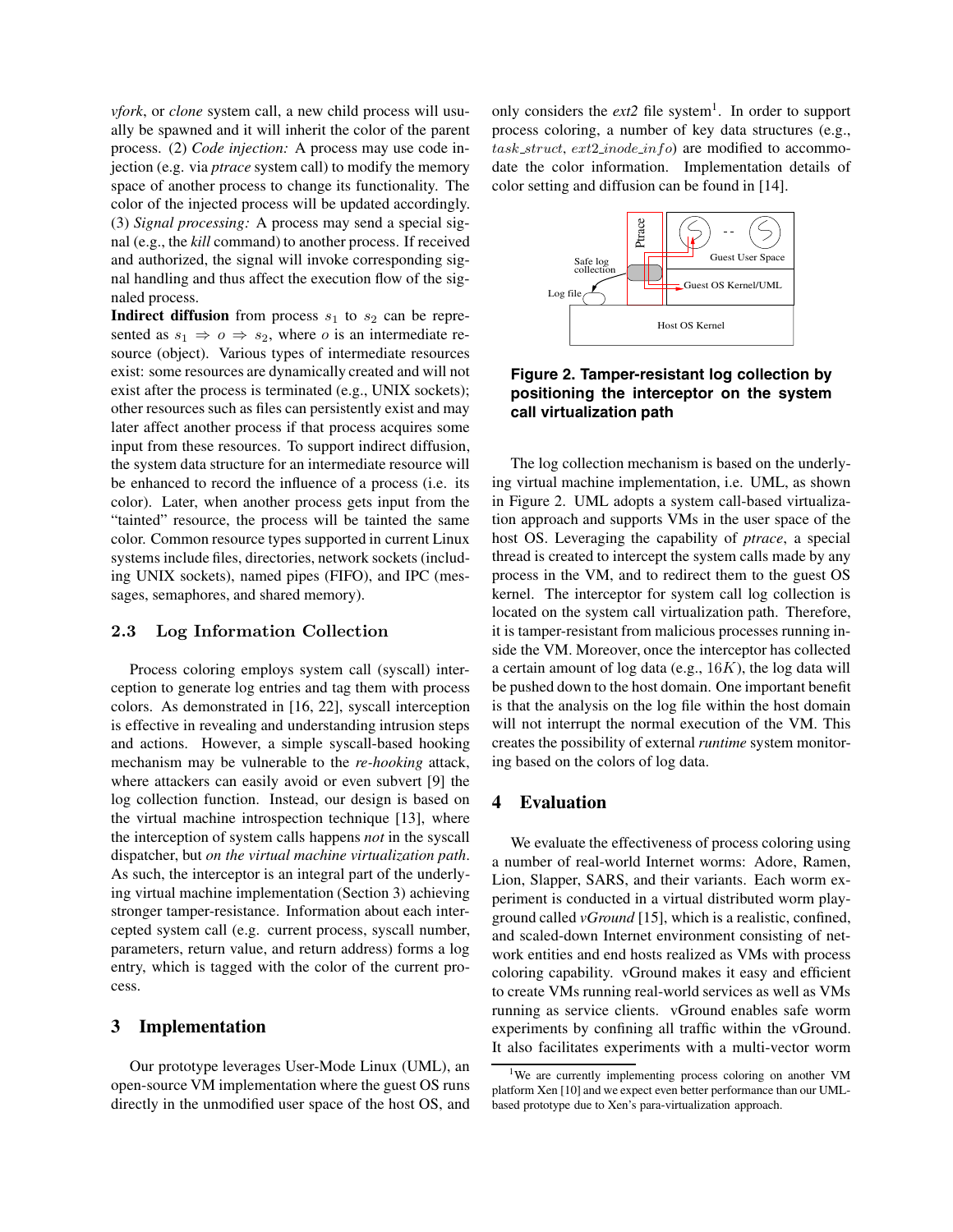*vfork*, or *clone* system call, a new child process will usually be spawned and it will inherit the color of the parent process. (2) *Code injection:* A process may use code injection (e.g. via *ptrace* system call) to modify the memory space of another process to change its functionality. The color of the injected process will be updated accordingly. (3) *Signal processing:* A process may send a special signal (e.g., the *kill* command) to another process. If received and authorized, the signal will invoke corresponding signal handling and thus affect the execution flow of the signaled process.

**Indirect diffusion** from process $s_1$ to $s_2$ can be represented as $s_1 \Rightarrow o \Rightarrow s_2$, where $o$ is an intermediate resource (object). Various types of intermediate resources exist: some resources are dynamically created and will not exist after the process is terminated (e.g., UNIX sockets); other resources such as files can persistently exist and may later affect another process if that process acquires some input from these resources. To support indirect diffusion, the system data structure for an intermediate resource will be enhanced to record the influence of a process (i.e. its color). Later, when another process gets input from the "tainted" resource, the process will be tainted the same color. Common resource types supported in current Linux systems include files, directories, network sockets (including UNIX sockets), named pipes (FIFO), and IPC (messages, semaphores, and shared memory).

### 2.3 Log Information Collection

Process coloring employs system call (syscall) interception to generate log entries and tag them with process colors. As demonstrated in [16, 22], syscall interception is effective in revealing and understanding intrusion steps and actions. However, a simple syscall-based hooking mechanism may be vulnerable to the *re-hooking* attack, where attackers can easily avoid or even subvert [9] the log collection function. Instead, our design is based on the virtual machine introspection technique [13], where the interception of system calls happens *not* in the syscall dispatcher, but *on the virtual machine virtualization path*. As such, the interceptor is an integral part of the underlying virtual machine implementation (Section 3) achieving stronger tamper-resistance. Information about each intercepted system call (e.g. current process, syscall number, parameters, return value, and return address) forms a log entry, which is tagged with the color of the current process.

## 3 Implementation

Our prototype leverages User-Mode Linux (UML), an open-source VM implementation where the guest OS runs directly in the unmodified user space of the host OS, and only considers the *ext2* file system[1]. In order to support process coloring, a number of key data structures (e.g., $task\_struct$, $ext2\_inode\_info$) are modified to accommodate the color information. Implementation details of color setting and diffusion can be found in [14].

**Figure 2. Tamper-resistant log collection by positioning the interceptor on the system call virtualization path**

The log collection mechanism is based on the underlying virtual machine implementation, i.e. UML, as shown in Figure 2. UML adopts a system call-based virtualization approach and supports VMs in the user space of the host OS. Leveraging the capability of *ptrace*, a special thread is created to intercept the system calls made by any process in the VM, and to redirect them to the guest OS kernel. The interceptor for system call log collection is located on the system call virtualization path. Therefore, it is tamper-resistant from malicious processes running inside the VM. Moreover, once the interceptor has collected a certain amount of log data (e.g., $16K$), the log data will be pushed down to the host domain. One important benefit is that the analysis on the log file within the host domain will not interrupt the normal execution of the VM. This creates the possibility of external *runtime* system monitoring based on the colors of log data.

## 4 Evaluation

We evaluate the effectiveness of process coloring using a number of real-world Internet worms: Adore, Ramen, Lion, Slapper, SARS, and their variants. Each worm experiment is conducted in a virtual distributed worm playground called *vGround* [15], which is a realistic, confined, and scaled-down Internet environment consisting of network entities and end hosts realized as VMs with process coloring capability. vGround makes it easy and efficient to create VMs running real-world services as well as VMs running as service clients. vGround enables safe worm experiments by confining all traffic within the vGround. It also facilitates experiments with a multi-vector worm

[1] We are currently implementing process coloring on another VM platform Xen [10] and we expect even better performance than our UML-based prototype due to Xen's para-virtualization approach.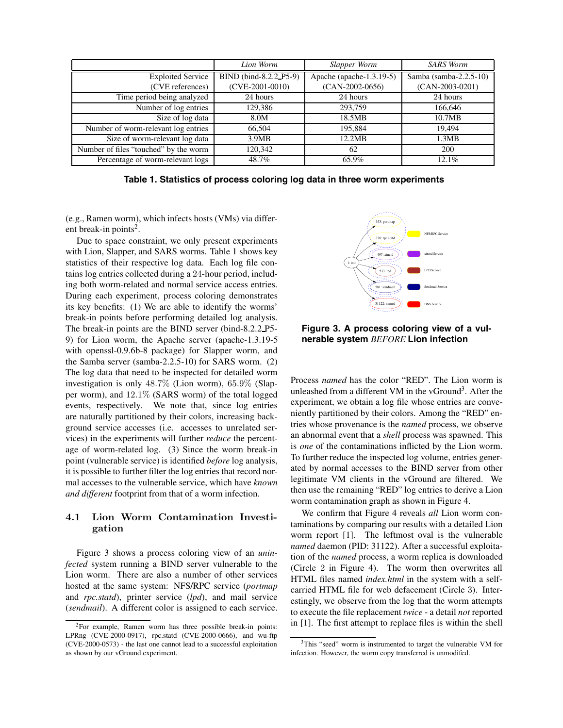|  | *Lion Worm* | *Slapper Worm* | *SARS Worm* |
| --- | --- | --- | --- |
| Exploited Service (CVE references) | BIND (bind-8.2.2_P5-9) (CVE-2001-0010) | Apache (apache-1.3.19-5) (CAN-2002-0656) | Samba (samba-2.2.5-10) (CAN-2003-0201) |
| Time period being analyzed | 24 hours | 24 hours | 24 hours |
| Number of log entries | 129,386 | 293,759 | 166,646 |
| Size of log data | 8.0M | 18.5MB | 10.7MB |
| Number of worm-relevant log entries | 66,504 | 195,884 | 19,494 |
| Size of worm-relevant log data | 3.9MB | 12.2MB | 1.3MB |
| Number of files "touched" by the worm | 120,342 | 62 | 200 |
| Percentage of worm-relevant logs | 48.7% | 65.9% | 12.1% |

**Table 1. Statistics of process coloring log data in three worm experiments**

(e.g., Ramen worm), which infects hosts (VMs) via different break-in points[2].

Due to space constraint, we only present experiments with Lion, Slapper, and SARS worms. Table 1 shows key statistics of their respective log data. Each log file contains log entries collected during a 24-hour period, including both worm-related and normal service access entries. During each experiment, process coloring demonstrates its key benefits: (1) We are able to identify the worms' break-in points before performing detailed log analysis. The break-in points are the BIND server (bind-8.2.2_P5-9) for Lion worm, the Apache server (apache-1.3.19-5 with openssl-0.9.6b-8 package) for Slapper worm, and the Samba server (samba-2.2.5-10) for SARS worm. (2) The log data that need to be inspected for detailed worm investigation is only 48.7% (Lion worm), 65.9% (Slapper worm), and 12.1% (SARS worm) of the total logged events, respectively. We note that, since log entries are naturally partitioned by their colors, increasing background service accesses (i.e. accesses to unrelated services) in the experiments will further *reduce* the percentage of worm-related log. (3) Since the worm break-in point (vulnerable service) is identified *before* log analysis, it is possible to further filter the log entries that record normal accesses to the vulnerable service, which have *known and different* footprint from that of a worm infection.

## 4.1 Lion Worm Contamination Investigation

Figure 3 shows a process coloring view of an *uninfected* system running a BIND server vulnerable to the Lion worm. There are also a number of other services hosted at the same system: NFS/RPC service (*portmap* and *rpc.statd*), printer service (*lpd*), and mail service (*sendmail*). A different color is assigned to each service.

[2]For example, Ramen worm has three possible break-in points: LPRng (CVE-2000-0917), rpc.statd (CVE-2000-0666), and wu-ftp (CVE-2000-0573) - the last one cannot lead to a successful exploitation as shown by our vGround experiment.

**Figure 3. A process coloring view of a vulnerable system *BEFORE* Lion infection**

Process *named* has the color "RED". The Lion worm is unleashed from a different VM in the vGround[3]. After the experiment, we obtain a log file whose entries are conveniently partitioned by their colors. Among the "RED" entries whose provenance is the *named* process, we observe an abnormal event that a *shell* process was spawned. This is *one* of the contaminations inflicted by the Lion worm. To further reduce the inspected log volume, entries generated by normal accesses to the BIND server from other legitimate VM clients in the vGround are filtered. We then use the remaining "RED" log entries to derive a Lion worm contamination graph as shown in Figure 4.

We confirm that Figure 4 reveals *all* Lion worm contaminations by comparing our results with a detailed Lion worm report [1]. The leftmost oval is the vulnerable *named* daemon (PID: 31122). After a successful exploitation of the *named* process, a worm replica is downloaded (Circle 2 in Figure 4). The worm then overwrites all HTML files named *index.html* in the system with a self-carried HTML file for web defacement (Circle 3). Interestingly, we observe from the log that the worm attempts to execute the file replacement *twice* - a detail *not* reported in [1]. The first attempt to replace files is within the shell

[3]This "seed" worm is instrumented to target the vulnerable VM for infection. However, the worm copy transferred is unmodifed.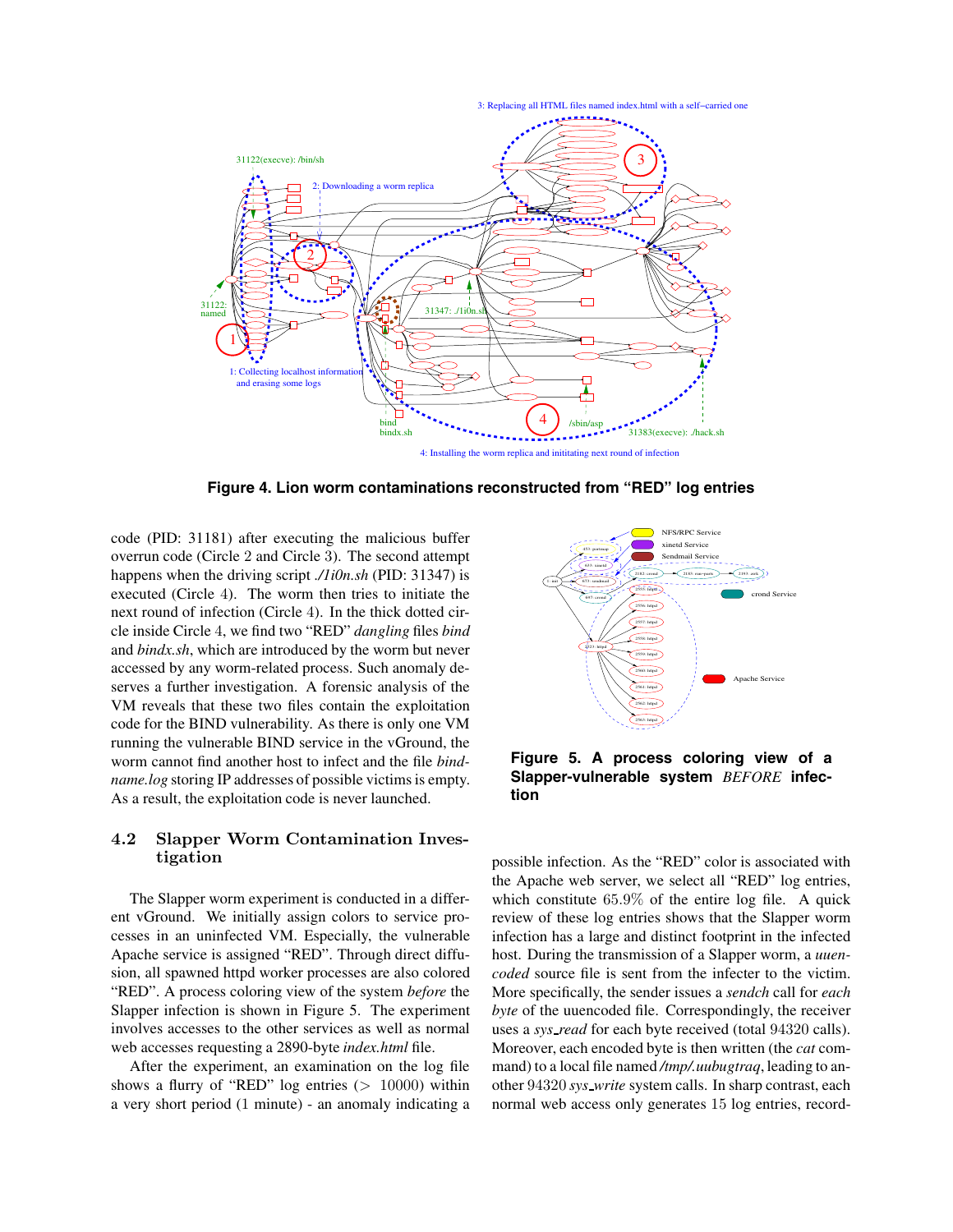**Figure 4. Lion worm contaminations reconstructed from “RED” log entries**

code (PID: 31181) after executing the malicious buffer overrun code (Circle 2 and Circle 3). The second attempt happens when the driving script *./1i0n.sh* (PID: 31347) is executed (Circle 4). The worm then tries to initiate the next round of infection (Circle 4). In the thick dotted circle inside Circle 4, we find two “RED” *dangling* files *bind* and *bindx.sh*, which are introduced by the worm but never accessed by any worm-related process. Such anomaly deserves a further investigation. A forensic analysis of the VM reveals that these two files contain the exploitation code for the BIND vulnerability. As there is only one VM running the vulnerable BIND service in the vGround, the worm cannot find another host to infect and the file *bindname.log* storing IP addresses of possible victims is empty. As a result, the exploitation code is never launched.

## 4.2 Slapper Worm Contamination Investigation

The Slapper worm experiment is conducted in a different vGround. We initially assign colors to service processes in an uninfected VM. Especially, the vulnerable Apache service is assigned “RED”. Through direct diffusion, all spawned httpd worker processes are also colored “RED”. A process coloring view of the system *before* the Slapper infection is shown in Figure 5. The experiment involves accesses to the other services as well as normal web accesses requesting a 2890-byte *index.html* file.

After the experiment, an examination on the log file shows a flurry of “RED” log entries (> 10000) within a very short period (1 minute) - an anomaly indicating a

**Figure 5. A process coloring view of a Slapper-vulnerable system *BEFORE* infection**

possible infection. As the “RED” color is associated with the Apache web server, we select all “RED” log entries, which constitute 65.9% of the entire log file. A quick review of these log entries shows that the Slapper worm infection has a large and distinct footprint in the infected host. During the transmission of a Slapper worm, a *uuencoded* source file is sent from the infecter to the victim. More specifically, the sender issues a *sendch* call for *each byte* of the uuencoded file. Correspondingly, the receiver uses a *sys_read* for each byte received (total 94320 calls). Moreover, each encoded byte is then written (the *cat* command) to a local file named */tmp/.uubugtraq*, leading to another 94320 *sys_write* system calls. In sharp contrast, each normal web access only generates 15 log entries, record-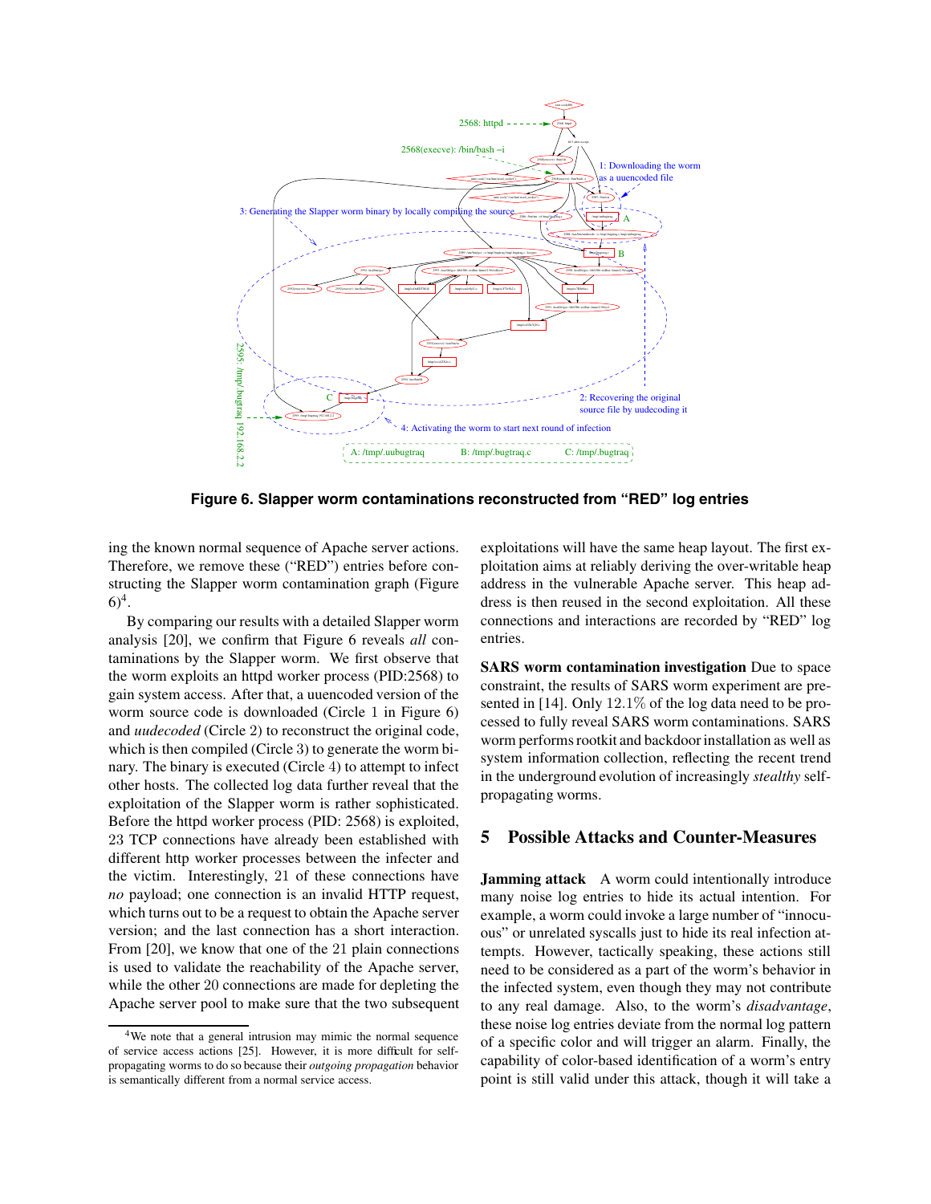Figure 6. Slapper worm contaminations reconstructed from "RED" log entries

ing the known normal sequence of Apache server actions. Therefore, we remove these ("RED") entries before constructing the Slapper worm contamination graph (Figure 6)[4].

By comparing our results with a detailed Slapper worm analysis [20], we confirm that Figure 6 reveals *all* contaminations by the Slapper worm. We first observe that the worm exploits an httpd worker process (PID:2568) to gain system access. After that, a uuencoded version of the worm source code is downloaded (Circle 1 in Figure 6) and *uudecoded* (Circle 2) to reconstruct the original code, which is then compiled (Circle 3) to generate the worm binary. The binary is executed (Circle 4) to attempt to infect other hosts. The collected log data further reveal that the exploitation of the Slapper worm is rather sophisticated. Before the httpd worker process (PID: 2568) is exploited, 23 TCP connections have already been established with different http worker processes between the infecter and the victim. Interestingly, 21 of these connections have *no* payload; one connection is an invalid HTTP request, which turns out to be a request to obtain the Apache server version; and the last connection has a short interaction. From [20], we know that one of the 21 plain connections is used to validate the reachability of the Apache server, while the other 20 connections are made for depleting the Apache server pool to make sure that the two subsequent exploitations will have the same heap layout. The first exploitation aims at reliably deriving the over-writable heap address in the vulnerable Apache server. This heap address is then reused in the second exploitation. All these connections and interactions are recorded by "RED" log entries.

**SARS worm contamination investigation** Due to space constraint, the results of SARS worm experiment are presented in [14]. Only 12.1% of the log data need to be processed to fully reveal SARS worm contaminations. SARS worm performs rootkit and backdoor installation as well as system information collection, reflecting the recent trend in the underground evolution of increasingly *stealthy* self-propagating worms.

## 5 Possible Attacks and Counter-Measures

**Jamming attack** A worm could intentionally introduce many noise log entries to hide its actual intention. For example, a worm could invoke a large number of "innocuous" or unrelated syscalls just to hide its real infection attempts. However, tactically speaking, these actions still need to be considered as a part of the worm's behavior in the infected system, even though they may not contribute to any real damage. Also, to the worm's *disadvantage*, these noise log entries deviate from the normal log pattern of a specific color and will trigger an alarm. Finally, the capability of color-based identification of a worm's entry point is still valid under this attack, though it will take a

[4] We note that a general intrusion may mimic the normal sequence of service access actions [25]. However, it is more difficult for self-propagating worms to do so because their *outgoing propagation* behavior is semantically different from a normal service access.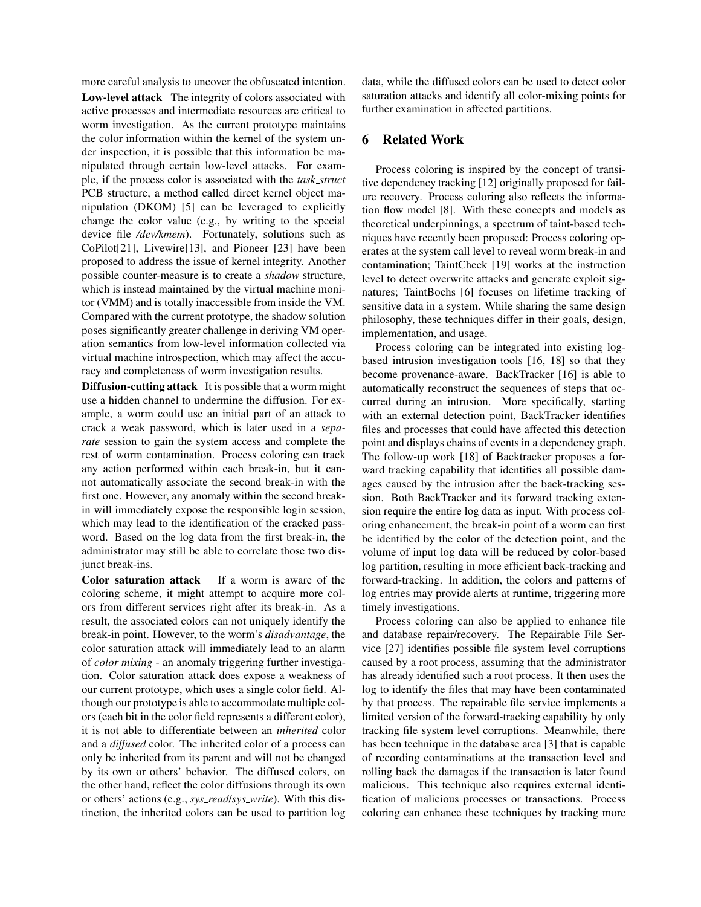more careful analysis to uncover the obfuscated intention.

**Low-level attack** The integrity of colors associated with active processes and intermediate resources are critical to worm investigation. As the current prototype maintains the color information within the kernel of the system under inspection, it is possible that this information be manipulated through certain low-level attacks. For example, if the process color is associated with the *task_struct* PCB structure, a method called direct kernel object manipulation (DKOM) [5] can be leveraged to explicitly change the color value (e.g., by writing to the special device file */dev/kmem*). Fortunately, solutions such as CoPilot[21], Livewire[13], and Pioneer [23] have been proposed to address the issue of kernel integrity. Another possible counter-measure is to create a *shadow* structure, which is instead maintained by the virtual machine monitor (VMM) and is totally inaccessible from inside the VM. Compared with the current prototype, the shadow solution poses significantly greater challenge in deriving VM operation semantics from low-level information collected via virtual machine introspection, which may affect the accuracy and completeness of worm investigation results.

**Diffusion-cutting attack** It is possible that a worm might use a hidden channel to undermine the diffusion. For example, a worm could use an initial part of an attack to crack a weak password, which is later used in a *separate* session to gain the system access and complete the rest of worm contamination. Process coloring can track any action performed within each break-in, but it cannot automatically associate the second break-in with the first one. However, any anomaly within the second break-in will immediately expose the responsible login session, which may lead to the identification of the cracked password. Based on the log data from the first break-in, the administrator may still be able to correlate those two disjunct break-ins.

**Color saturation attack** If a worm is aware of the coloring scheme, it might attempt to acquire more colors from different services right after its break-in. As a result, the associated colors can not uniquely identify the break-in point. However, to the worm's *disadvantage*, the color saturation attack will immediately lead to an alarm of *color mixing* - an anomaly triggering further investigation. Color saturation attack does expose a weakness of our current prototype, which uses a single color field. Although our prototype is able to accommodate multiple colors (each bit in the color field represents a different color), it is not able to differentiate between an *inherited* color and a *diffused* color. The inherited color of a process can only be inherited from its parent and will not be changed by its own or others' behavior. The diffused colors, on the other hand, reflect the color diffusions through its own or others' actions (e.g., *sys_read*/*sys_write*). With this distinction, the inherited colors can be used to partition log data, while the diffused colors can be used to detect color saturation attacks and identify all color-mixing points for further examination in affected partitions.

# 6 Related Work

Process coloring is inspired by the concept of transitive dependency tracking [12] originally proposed for failure recovery. Process coloring also reflects the information flow model [8]. With these concepts and models as theoretical underpinnings, a spectrum of taint-based techniques have recently been proposed: Process coloring operates at the system call level to reveal worm break-in and contamination; TaintCheck [19] works at the instruction level to detect overwrite attacks and generate exploit signatures; TaintBochs [6] focuses on lifetime tracking of sensitive data in a system. While sharing the same design philosophy, these techniques differ in their goals, design, implementation, and usage.

Process coloring can be integrated into existing log-based intrusion investigation tools [16, 18] so that they become provenance-aware. BackTracker [16] is able to automatically reconstruct the sequences of steps that occurred during an intrusion. More specifically, starting with an external detection point, BackTracker identifies files and processes that could have affected this detection point and displays chains of events in a dependency graph. The follow-up work [18] of Backtracker proposes a forward tracking capability that identifies all possible damages caused by the intrusion after the back-tracking session. Both BackTracker and its forward tracking extension require the entire log data as input. With process coloring enhancement, the break-in point of a worm can first be identified by the color of the detection point, and the volume of input log data will be reduced by color-based log partition, resulting in more efficient back-tracking and forward-tracking. In addition, the colors and patterns of log entries may provide alerts at runtime, triggering more timely investigations.

Process coloring can also be applied to enhance file and database repair/recovery. The Repairable File Service [27] identifies possible file system level corruptions caused by a root process, assuming that the administrator has already identified such a root process. It then uses the log to identify the files that may have been contaminated by that process. The repairable file service implements a limited version of the forward-tracking capability by only tracking file system level corruptions. Meanwhile, there has been technique in the database area [3] that is capable of recording contaminations at the transaction level and rolling back the damages if the transaction is later found malicious. This technique also requires external identification of malicious processes or transactions. Process coloring can enhance these techniques by tracking more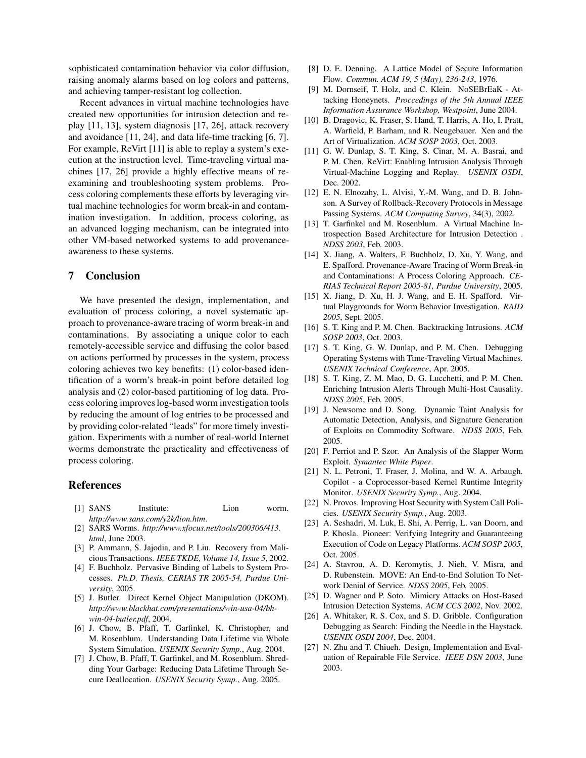sophisticated contamination behavior via color diffusion, raising anomaly alarms based on log colors and patterns, and achieving tamper-resistant log collection.

Recent advances in virtual machine technologies have created new opportunities for intrusion detection and replay [11, 13], system diagnosis [17, 26], attack recovery and avoidance [11, 24], and data life-time tracking [6, 7]. For example, ReVirt [11] is able to replay a system's execution at the instruction level. Time-traveling virtual machines [17, 26] provide a highly effective means of re-examining and troubleshooting system problems. Process coloring complements these efforts by leveraging virtual machine technologies for worm break-in and contamination investigation. In addition, process coloring, as an advanced logging mechanism, can be integrated into other VM-based networked systems to add provenance-awareness to these systems.

## 7 Conclusion

We have presented the design, implementation, and evaluation of process coloring, a novel systematic approach to provenance-aware tracing of worm break-in and contaminations. By associating a unique color to each remotely-accessible service and diffusing the color based on actions performed by processes in the system, process coloring achieves two key benefits: (1) color-based identification of a worm's break-in point before detailed log analysis and (2) color-based partitioning of log data. Process coloring improves log-based worm investigation tools by reducing the amount of log entries to be processed and by providing color-related "leads" for more timely investigation. Experiments with a number of real-world Internet worms demonstrate the practicality and effectiveness of process coloring.

## References

[1] SANS Institute: Lion worm. *http://www.sans.com/y2k/lion.htm*.

[2] SARS Worms. *http://www.xfocus.net/tools/200306/413.html*, June 2003.

[3] P. Ammann, S. Jajodia, and P. Liu. Recovery from Malicious Transactions. *IEEE TKDE, Volume 14, Issue 5*, 2002.

[4] F. Buchholz. Pervasive Binding of Labels to System Processes. *Ph.D. Thesis, CERIAS TR 2005-54, Purdue University*, 2005.

[5] J. Butler. Direct Kernel Object Manipulation (DKOM). *http://www.blackhat.com/presentations/win-usa-04/bh-win-04-butler.pdf*, 2004.

[6] J. Chow, B. Pfaff, T. Garfinkel, K. Christopher, and M. Rosenblum. Understanding Data Lifetime via Whole System Simulation. *USENIX Security Symp.*, Aug. 2004.

[7] J. Chow, B. Pfaff, T. Garfinkel, and M. Rosenblum. Shredding Your Garbage: Reducing Data Lifetime Through Secure Deallocation. *USENIX Security Symp.*, Aug. 2005.

[8] D. E. Denning. A Lattice Model of Secure Information Flow. *Commun. ACM 19, 5 (May), 236-243*, 1976.

[9] M. Dornseif, T. Holz, and C. Klein. NoSEBrEaK - Attacking Honeynets. *Proccedings of the 5th Annual IEEE Information Assurance Workshop, Westpoint*, June 2004.

[10] B. Dragovic, K. Fraser, S. Hand, T. Harris, A. Ho, I. Pratt, A. Warfield, P. Barham, and R. Neugebauer. Xen and the Art of Virtualization. *ACM SOSP 2003*, Oct. 2003.

[11] G. W. Dunlap, S. T. King, S. Cinar, M. A. Basrai, and P. M. Chen. ReVirt: Enabling Intrusion Analysis Through Virtual-Machine Logging and Replay. *USENIX OSDI*, Dec. 2002.

[12] E. N. Elnozahy, L. Alvisi, Y.-M. Wang, and D. B. Johnson. A Survey of Rollback-Recovery Protocols in Message Passing Systems. *ACM Computing Survey*, 34(3), 2002.

[13] T. Garfinkel and M. Rosenblum. A Virtual Machine Introspection Based Architecture for Intrusion Detection . *NDSS 2003*, Feb. 2003.

[14] X. Jiang, A. Walters, F. Buchholz, D. Xu, Y. Wang, and E. Spafford. Provenance-Aware Tracing of Worm Break-in and Contaminations: A Process Coloring Approach. *CERIAS Technical Report 2005-81, Purdue University*, 2005.

[15] X. Jiang, D. Xu, H. J. Wang, and E. H. Spafford. Virtual Playgrounds for Worm Behavior Investigation. *RAID 2005*, Sept. 2005.

[16] S. T. King and P. M. Chen. Backtracking Intrusions. *ACM SOSP 2003*, Oct. 2003.

[17] S. T. King, G. W. Dunlap, and P. M. Chen. Debugging Operating Systems with Time-Traveling Virtual Machines. *USENIX Technical Conference*, Apr. 2005.

[18] S. T. King, Z. M. Mao, D. G. Lucchetti, and P. M. Chen. Enriching Intrusion Alerts Through Multi-Host Causality. *NDSS 2005*, Feb. 2005.

[19] J. Newsome and D. Song. Dynamic Taint Analysis for Automatic Detection, Analysis, and Signature Generation of Exploits on Commodity Software. *NDSS 2005*, Feb. 2005.

[20] F. Perriot and P. Szor. An Analysis of the Slapper Worm Exploit. *Symantec White Paper*.

[21] N. L. Petroni, T. Fraser, J. Molina, and W. A. Arbaugh. Copilot - a Coprocessor-based Kernel Runtime Integrity Monitor. *USENIX Security Symp.*, Aug. 2004.

[22] N. Provos. Improving Host Security with System Call Policies. *USENIX Security Symp.*, Aug. 2003.

[23] A. Seshadri, M. Luk, E. Shi, A. Perrig, L. van Doorn, and P. Khosla. Pioneer: Verifying Integrity and Guaranteeing Execution of Code on Legacy Platforms. *ACM SOSP 2005*, Oct. 2005.

[24] A. Stavrou, A. D. Keromytis, J. Nieh, V. Misra, and D. Rubenstein. MOVE: An End-to-End Solution To Network Denial of Service. *NDSS 2005*, Feb. 2005.

[25] D. Wagner and P. Soto. Mimicry Attacks on Host-Based Intrusion Detection Systems. *ACM CCS 2002*, Nov. 2002.

[26] A. Whitaker, R. S. Cox, and S. D. Gribble. Configuration Debugging as Search: Finding the Needle in the Haystack. *USENIX OSDI 2004*, Dec. 2004.

[27] N. Zhu and T. Chiueh. Design, Implementation and Evaluation of Repairable File Service. *IEEE DSN 2003*, June 2003.